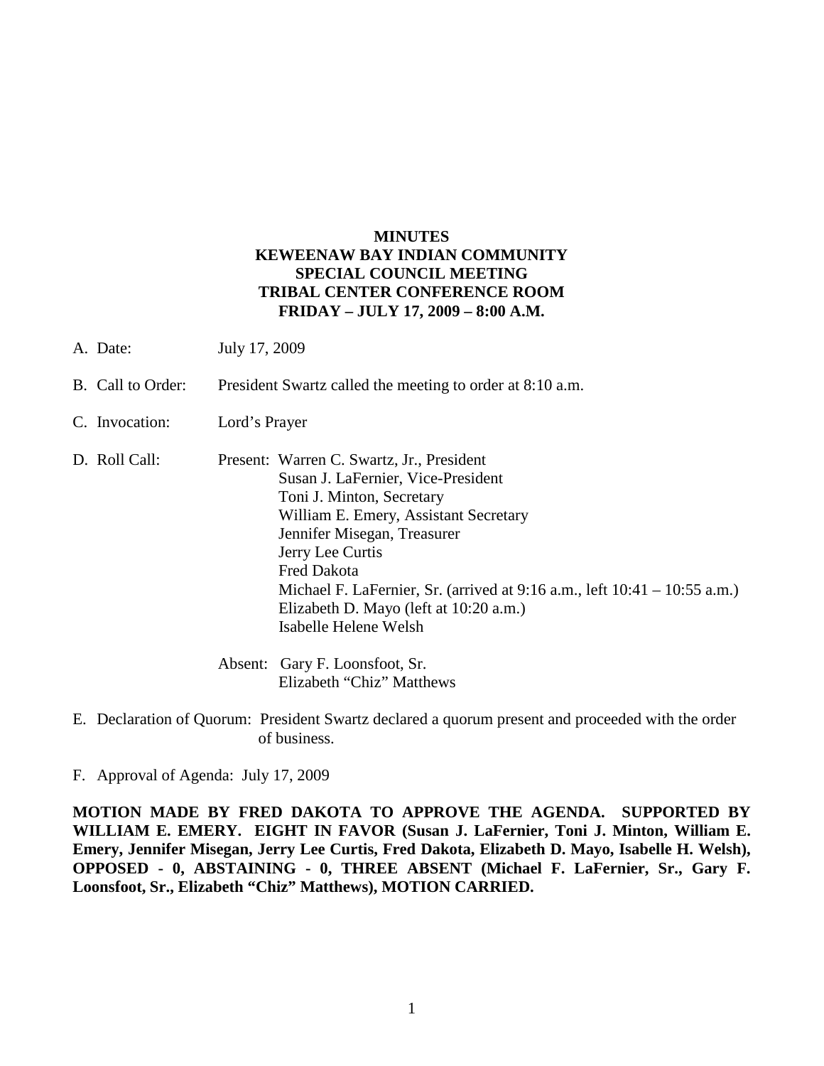**MINUTES**
**KEWEENAW BAY INDIAN COMMUNITY**
**SPECIAL COUNCIL MEETING**
**TRIBAL CENTER CONFERENCE ROOM**
**FRIDAY – JULY 17, 2009 – 8:00 A.M.**

A. Date: July 17, 2009

B. Call to Order: President Swartz called the meeting to order at 8:10 a.m.

C. Invocation: Lord's Prayer

D. Roll Call: Present: Warren C. Swartz, Jr., President
Susan J. LaFernier, Vice-President
Toni J. Minton, Secretary
William E. Emery, Assistant Secretary
Jennifer Misegan, Treasurer
Jerry Lee Curtis
Fred Dakota
Michael F. LaFernier, Sr. (arrived at 9:16 a.m., left 10:41 – 10:55 a.m.)
Elizabeth D. Mayo (left at 10:20 a.m.)
Isabelle Helene Welsh

Absent: Gary F. Loonsfoot, Sr.
Elizabeth "Chiz" Matthews

E. Declaration of Quorum: President Swartz declared a quorum present and proceeded with the order of business.

F. Approval of Agenda: July 17, 2009

**MOTION MADE BY FRED DAKOTA TO APPROVE THE AGENDA. SUPPORTED BY WILLIAM E. EMERY. EIGHT IN FAVOR (Susan J. LaFernier, Toni J. Minton, William E. Emery, Jennifer Misegan, Jerry Lee Curtis, Fred Dakota, Elizabeth D. Mayo, Isabelle H. Welsh), OPPOSED - 0, ABSTAINING - 0, THREE ABSENT (Michael F. LaFernier, Sr., Gary F. Loonsfoot, Sr., Elizabeth "Chiz" Matthews), MOTION CARRIED.**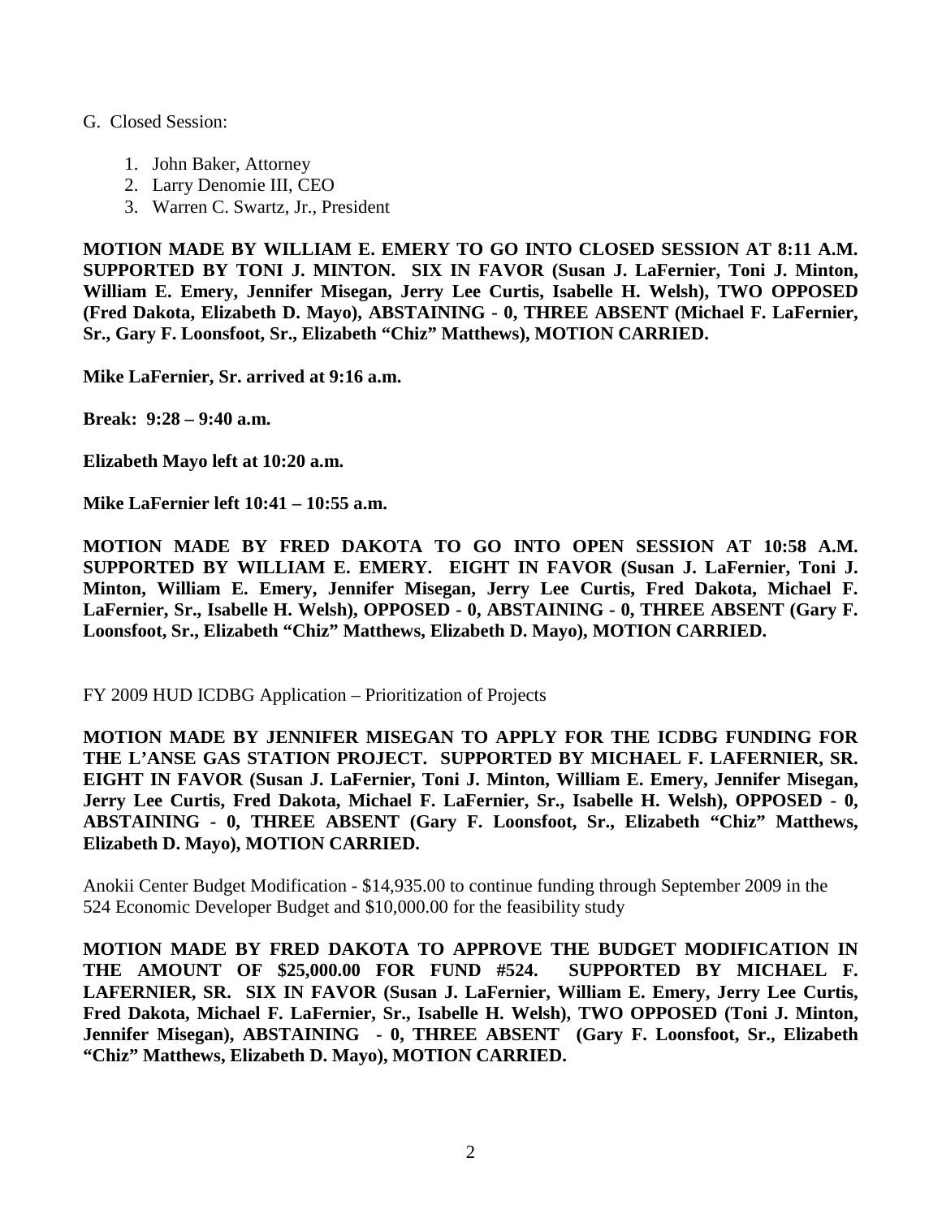G. Closed Session:

1. John Baker, Attorney
2. Larry Denomie III, CEO
3. Warren C. Swartz, Jr., President

**MOTION MADE BY WILLIAM E. EMERY TO GO INTO CLOSED SESSION AT 8:11 A.M. SUPPORTED BY TONI J. MINTON. SIX IN FAVOR (Susan J. LaFernier, Toni J. Minton, William E. Emery, Jennifer Misegan, Jerry Lee Curtis, Isabelle H. Welsh), TWO OPPOSED (Fred Dakota, Elizabeth D. Mayo), ABSTAINING - 0, THREE ABSENT (Michael F. LaFernier, Sr., Gary F. Loonsfoot, Sr., Elizabeth "Chiz" Matthews), MOTION CARRIED.**

**Mike LaFernier, Sr. arrived at 9:16 a.m.**

**Break: 9:28 – 9:40 a.m.**

**Elizabeth Mayo left at 10:20 a.m.**

**Mike LaFernier left 10:41 – 10:55 a.m.**

**MOTION MADE BY FRED DAKOTA TO GO INTO OPEN SESSION AT 10:58 A.M. SUPPORTED BY WILLIAM E. EMERY. EIGHT IN FAVOR (Susan J. LaFernier, Toni J. Minton, William E. Emery, Jennifer Misegan, Jerry Lee Curtis, Fred Dakota, Michael F. LaFernier, Sr., Isabelle H. Welsh), OPPOSED - 0, ABSTAINING - 0, THREE ABSENT (Gary F. Loonsfoot, Sr., Elizabeth "Chiz" Matthews, Elizabeth D. Mayo), MOTION CARRIED.**

FY 2009 HUD ICDBG Application – Prioritization of Projects

**MOTION MADE BY JENNIFER MISEGAN TO APPLY FOR THE ICDBG FUNDING FOR THE L'ANSE GAS STATION PROJECT. SUPPORTED BY MICHAEL F. LAFERNIER, SR. EIGHT IN FAVOR (Susan J. LaFernier, Toni J. Minton, William E. Emery, Jennifer Misegan, Jerry Lee Curtis, Fred Dakota, Michael F. LaFernier, Sr., Isabelle H. Welsh), OPPOSED - 0, ABSTAINING - 0, THREE ABSENT (Gary F. Loonsfoot, Sr., Elizabeth "Chiz" Matthews, Elizabeth D. Mayo), MOTION CARRIED.**

Anokii Center Budget Modification - $14,935.00 to continue funding through September 2009 in the 524 Economic Developer Budget and $10,000.00 for the feasibility study

**MOTION MADE BY FRED DAKOTA TO APPROVE THE BUDGET MODIFICATION IN THE AMOUNT OF $25,000.00 FOR FUND #524. SUPPORTED BY MICHAEL F. LAFERNIER, SR. SIX IN FAVOR (Susan J. LaFernier, William E. Emery, Jerry Lee Curtis, Fred Dakota, Michael F. LaFernier, Sr., Isabelle H. Welsh), TWO OPPOSED (Toni J. Minton, Jennifer Misegan), ABSTAINING - 0, THREE ABSENT (Gary F. Loonsfoot, Sr., Elizabeth "Chiz" Matthews, Elizabeth D. Mayo), MOTION CARRIED.**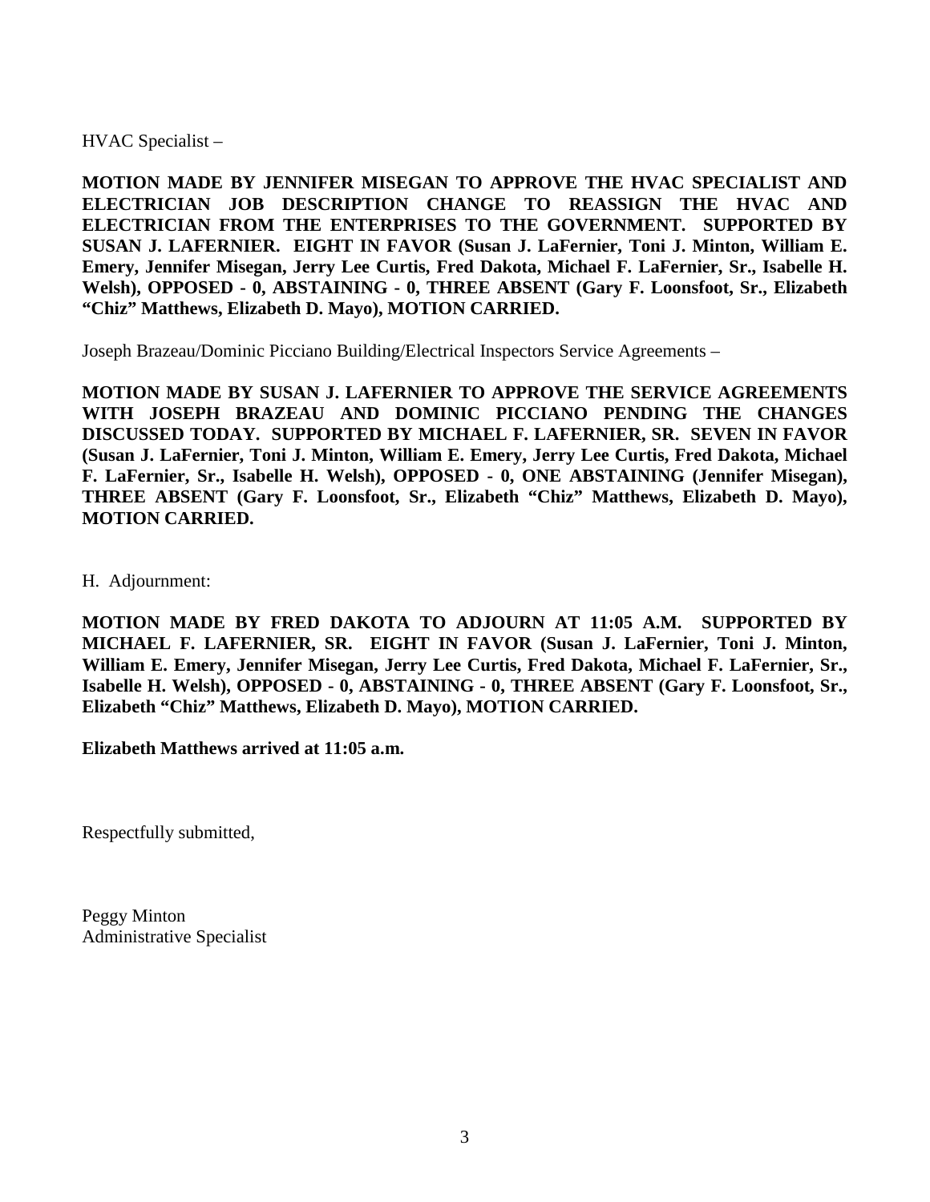HVAC Specialist –

**MOTION MADE BY JENNIFER MISEGAN TO APPROVE THE HVAC SPECIALIST AND ELECTRICIAN JOB DESCRIPTION CHANGE TO REASSIGN THE HVAC AND ELECTRICIAN FROM THE ENTERPRISES TO THE GOVERNMENT. SUPPORTED BY SUSAN J. LAFERNIER. EIGHT IN FAVOR (Susan J. LaFernier, Toni J. Minton, William E. Emery, Jennifer Misegan, Jerry Lee Curtis, Fred Dakota, Michael F. LaFernier, Sr., Isabelle H. Welsh), OPPOSED - 0, ABSTAINING - 0, THREE ABSENT (Gary F. Loonsfoot, Sr., Elizabeth "Chiz" Matthews, Elizabeth D. Mayo), MOTION CARRIED.**

Joseph Brazeau/Dominic Picciano Building/Electrical Inspectors Service Agreements –

**MOTION MADE BY SUSAN J. LAFERNIER TO APPROVE THE SERVICE AGREEMENTS WITH JOSEPH BRAZEAU AND DOMINIC PICCIANO PENDING THE CHANGES DISCUSSED TODAY. SUPPORTED BY MICHAEL F. LAFERNIER, SR. SEVEN IN FAVOR (Susan J. LaFernier, Toni J. Minton, William E. Emery, Jerry Lee Curtis, Fred Dakota, Michael F. LaFernier, Sr., Isabelle H. Welsh), OPPOSED - 0, ONE ABSTAINING (Jennifer Misegan), THREE ABSENT (Gary F. Loonsfoot, Sr., Elizabeth "Chiz" Matthews, Elizabeth D. Mayo), MOTION CARRIED.**

H. Adjournment:

**MOTION MADE BY FRED DAKOTA TO ADJOURN AT 11:05 A.M. SUPPORTED BY MICHAEL F. LAFERNIER, SR. EIGHT IN FAVOR (Susan J. LaFernier, Toni J. Minton, William E. Emery, Jennifer Misegan, Jerry Lee Curtis, Fred Dakota, Michael F. LaFernier, Sr., Isabelle H. Welsh), OPPOSED - 0, ABSTAINING - 0, THREE ABSENT (Gary F. Loonsfoot, Sr., Elizabeth "Chiz" Matthews, Elizabeth D. Mayo), MOTION CARRIED.**

**Elizabeth Matthews arrived at 11:05 a.m.**

Respectfully submitted,

Peggy Minton
Administrative Specialist